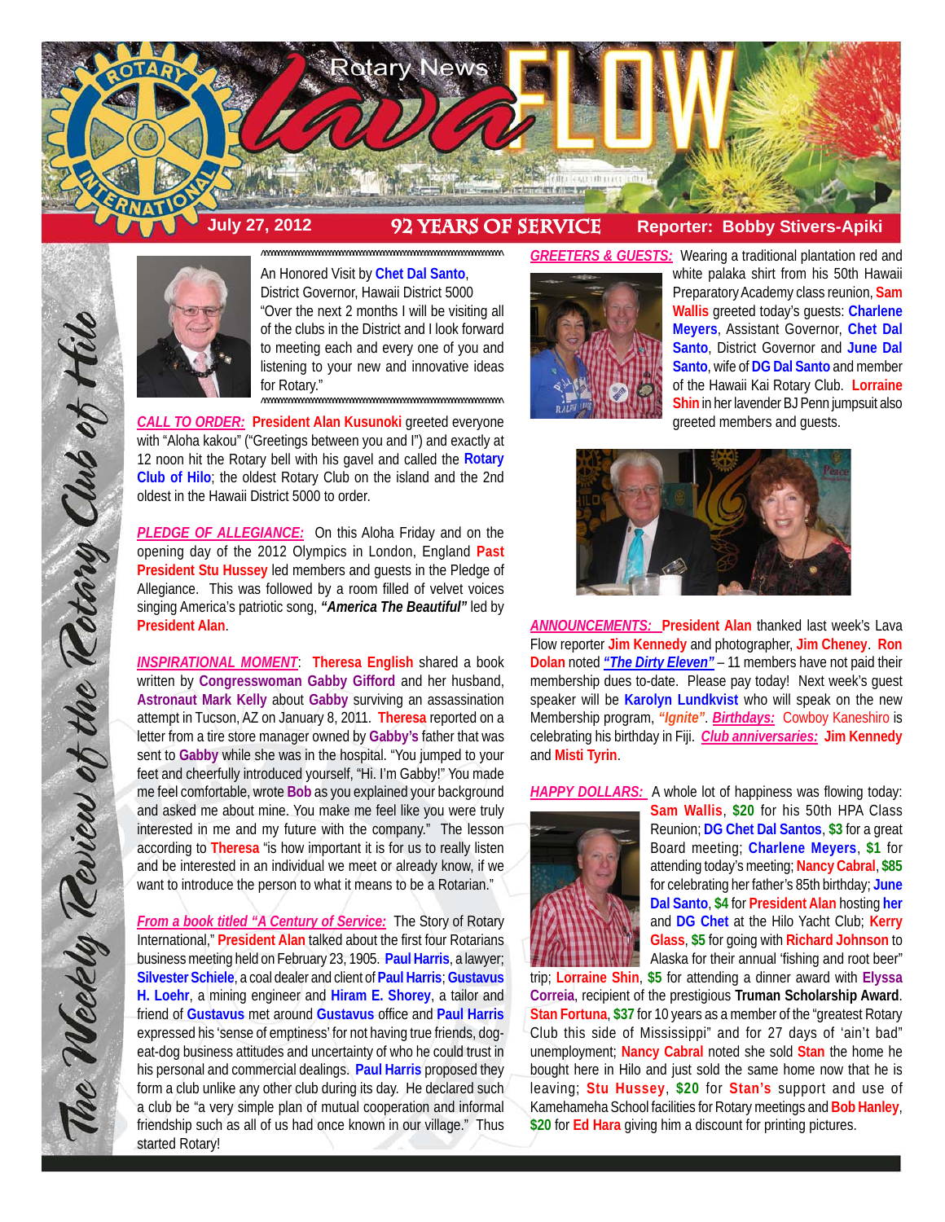# Rotary News Lava FLOW

**July 27, 2012** | **92 YEARS OF SERVICE** | **Reporter: Bobby Stivers-Apiki**

*The Weekly Review of the Rotary Club of Hilo*

An Honored Visit by **Chet Dal Santo**, District Governor, Hawaii District 5000
"Over the next 2 months I will be visiting all of the clubs in the District and I look forward to meeting each and every one of you and listening to your new and innovative ideas for Rotary."

***CALL TO ORDER:*** **President Alan Kusunoki** greeted everyone with "Aloha kakou" ("Greetings between you and I") and exactly at 12 noon hit the Rotary bell with his gavel and called the **Rotary Club of Hilo**; the oldest Rotary Club on the island and the 2nd oldest in the Hawaii District 5000 to order.

***PLEDGE OF ALLEGIANCE:*** On this Aloha Friday and on the opening day of the 2012 Olympics in London, England **Past President Stu Hussey** led members and guests in the Pledge of Allegiance. This was followed by a room filled of velvet voices singing America's patriotic song, ***"America The Beautiful"*** led by **President Alan**.

***INSPIRATIONAL MOMENT***: **Theresa English** shared a book written by **Congresswoman Gabby Gifford** and her husband, **Astronaut Mark Kelly** about **Gabby** surviving an assassination attempt in Tucson, AZ on January 8, 2011. **Theresa** reported on a letter from a tire store manager owned by **Gabby's** father that was sent to **Gabby** while she was in the hospital. "You jumped to your feet and cheerfully introduced yourself, "Hi. I'm Gabby!" You made me feel comfortable, wrote **Bob** as you explained your background and asked me about mine. You make me feel like you were truly interested in me and my future with the company." The lesson according to **Theresa** "is how important it is for us to really listen and be interested in an individual we meet or already know, if we want to introduce the person to what it means to be a Rotarian."

***From a book titled "A Century of Service:*** The Story of Rotary International," **President Alan** talked about the first four Rotarians business meeting held on February 23, 1905. **Paul Harris**, a lawyer; **Silvester Schiele**, a coal dealer and client of **Paul Harris**; **Gustavus H. Loehr**, a mining engineer and **Hiram E. Shorey**, a tailor and friend of **Gustavus** met around **Gustavus** office and **Paul Harris** expressed his 'sense of emptiness' for not having true friends, dog-eat-dog business attitudes and uncertainty of who he could trust in his personal and commercial dealings. **Paul Harris** proposed they form a club unlike any other club during its day. He declared such a club be "a very simple plan of mutual cooperation and informal friendship such as all of us had once known in our village." Thus started Rotary!

***GREETERS & GUESTS:*** Wearing a traditional plantation red and white palaka shirt from his 50th Hawaii Preparatory Academy class reunion, **Sam Wallis** greeted today's guests: **Charlene Meyers**, Assistant Governor, **Chet Dal Santo**, District Governor and **June Dal Santo**, wife of **DG Dal Santo** and member of the Hawaii Kai Rotary Club. **Lorraine Shin** in her lavender BJ Penn jumpsuit also greeted members and guests.

***ANNOUNCEMENTS:*** **President Alan** thanked last week's Lava Flow reporter **Jim Kennedy** and photographer, **Jim Cheney**. **Ron Dolan** noted ***"The Dirty Eleven"*** – 11 members have not paid their membership dues to-date. Please pay today! Next week's guest speaker will be **Karolyn Lundkvist** who will speak on the new Membership program, ***"Ignite"***. ***Birthdays:*** Cowboy Kaneshiro is celebrating his birthday in Fiji. ***Club anniversaries:*** **Jim Kennedy** and **Misti Tyrin**.

***HAPPY DOLLARS:*** A whole lot of happiness was flowing today: **Sam Wallis**, **$20** for his 50th HPA Class Reunion; **DG Chet Dal Santos**, **$3** for a great Board meeting; **Charlene Meyers**, **$1** for attending today's meeting; **Nancy Cabral**, **$85** for celebrating her father's 85th birthday; **June Dal Santo**, **$4** for **President Alan** hosting **her** and **DG Chet** at the Hilo Yacht Club; **Kerry Glass**, **$5** for going with **Richard Johnson** to Alaska for their annual 'fishing and root beer" trip; **Lorraine Shin**, **$5** for attending a dinner award with **Elyssa Correia**, recipient of the prestigious **Truman Scholarship Award**. **Stan Fortuna**, **$37** for 10 years as a member of the "greatest Rotary Club this side of Mississippi" and for 27 days of 'ain't bad" unemployment; **Nancy Cabral** noted she sold **Stan** the home he bought here in Hilo and just sold the same home now that he is leaving; **Stu Hussey**, **$20** for **Stan's** support and use of Kamehameha School facilities for Rotary meetings and **Bob Hanley**, **$20** for **Ed Hara** giving him a discount for printing pictures.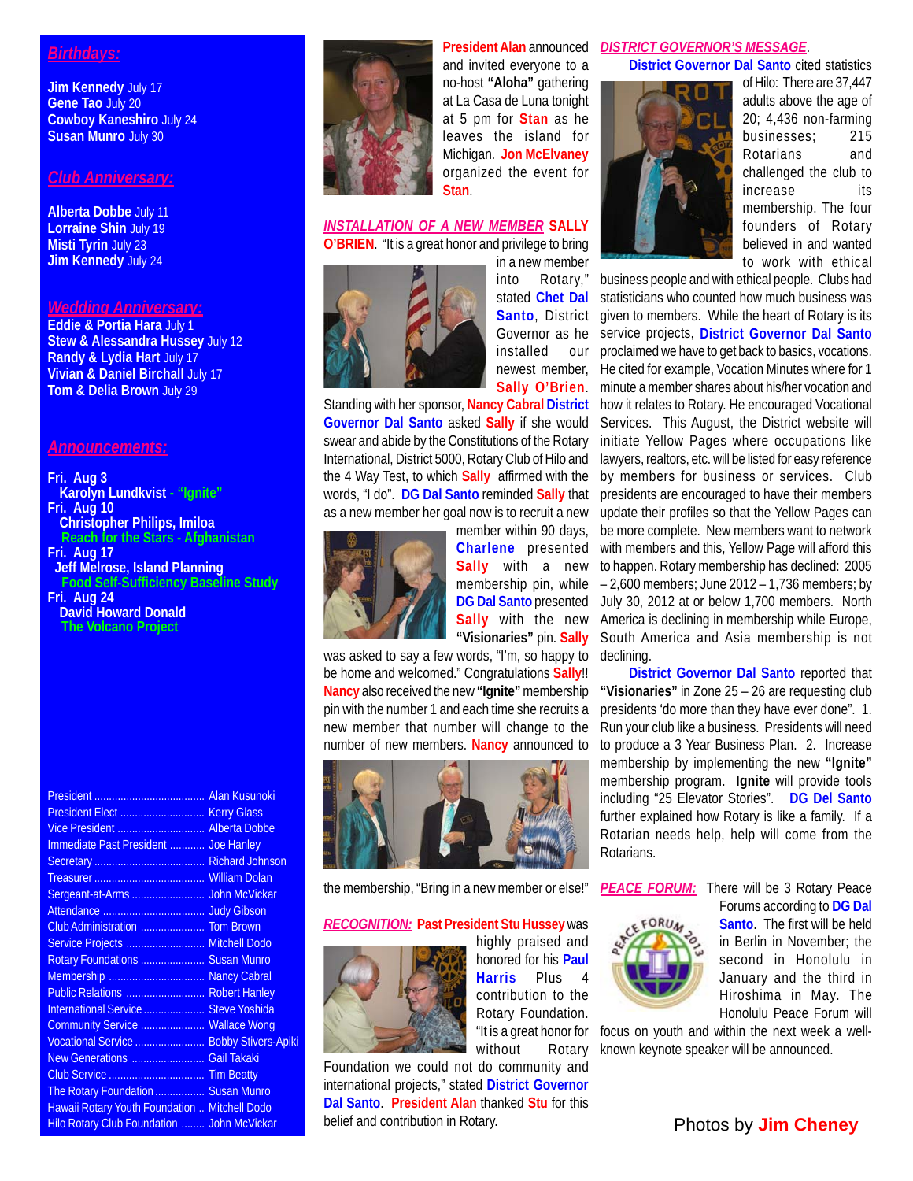## *Birthdays:*

**Jim Kennedy** July 17
**Gene Tao** July 20
**Cowboy Kaneshiro** July 24
**Susan Munro** July 30

## *Club Anniversary:*

**Alberta Dobbe** July 11
**Lorraine Shin** July 19
**Misti Tyrin** July 23
**Jim Kennedy** July 24

## *Wedding Anniversary:*

**Eddie & Portia Hara** July 1
**Stew & Alessandra Hussey** July 12
**Randy & Lydia Hart** July 17
**Vivian & Daniel Birchall** July 17
**Tom & Delia Brown** July 29

## *Announcements:*

**Fri. Aug 3**
**Karolyn Lundkvist - "Ignite"**
**Fri. Aug 10**
**Christopher Philips, Imiloa**
**Reach for the Stars - Afghanistan**
**Fri. Aug 17**
**Jeff Melrose, Island Planning**
**Food Self-Sufficiency Baseline Study**
**Fri. Aug 24**
**David Howard Donald**
**The Volcano Project**

| | |
|---|---|
| President | Alan Kusunoki |
| President Elect | Kerry Glass |
| Vice President | Alberta Dobbe |
| Immediate Past President | Joe Hanley |
| Secretary | Richard Johnson |
| Treasurer | William Dolan |
| Sergeant-at-Arms | John McVickar |
| Attendance | Judy Gibson |
| Club Administration | Tom Brown |
| Service Projects | Mitchell Dodo |
| Rotary Foundations | Susan Munro |
| Membership | Nancy Cabral |
| Public Relations | Robert Hanley |
| International Service | Steve Yoshida |
| Community Service | Wallace Wong |
| Vocational Service | Bobby Stivers-Apiki |
| New Generations | Gail Takaki |
| Club Service | Tim Beatty |
| The Rotary Foundation | Susan Munro |
| Hawaii Rotary Youth Foundation | Mitchell Dodo |
| Hilo Rotary Club Foundation | John McVickar |

**President Alan** announced and invited everyone to a no-host **"Aloha"** gathering at La Casa de Luna tonight at 5 pm for **Stan** as he leaves the island for Michigan. **Jon McElvaney** organized the event for **Stan**.

***INSTALLATION OF A NEW MEMBER*** **SALLY O'BRIEN**. "It is a great honor and privilege to bring in a new member into Rotary," stated **Chet Dal Santo**, District Governor as he installed our newest member, **Sally O'Brien**. Standing with her sponsor, **Nancy Cabral District Governor Dal Santo** asked **Sally** if she would swear and abide by the Constitutions of the Rotary International, District 5000, Rotary Club of Hilo and the 4 Way Test, to which **Sally** affirmed with the words, "I do". **DG Dal Santo** reminded **Sally** that as a new member her goal now is to recruit a new member within 90 days, **Charlene** presented **Sally** with a new membership pin, while **DG Dal Santo** presented **Sally** with the new **"Visionaries"** pin. **Sally** was asked to say a few words, "I'm, so happy to be home and welcomed." Congratulations **Sally**!! **Nancy** also received the new **"Ignite"** membership pin with the number 1 and each time she recruits a new member that number will change to the number of new members. **Nancy** announced to the membership, "Bring in a new member or else!"

***RECOGNITION:*** **Past President Stu Hussey** was highly praised and honored for his **Paul Harris** Plus 4 contribution to the Rotary Foundation. "It is a great honor for without Rotary Foundation we could not do community and international projects," stated **District Governor Dal Santo**. **President Alan** thanked **Stu** for this belief and contribution in Rotary.

***DISTRICT GOVERNOR'S MESSAGE***.

**District Governor Dal Santo** cited statistics of Hilo: There are 37,447 adults above the age of 20; 4,436 non-farming businesses; 215 Rotarians and challenged the club to increase its membership. The four founders of Rotary believed in and wanted to work with ethical business people and with ethical people. Clubs had statisticians who counted how much business was given to members. While the heart of Rotary is its service projects, **District Governor Dal Santo** proclaimed we have to get back to basics, vocations. He cited for example, Vocation Minutes where for 1 minute a member shares about his/her vocation and how it relates to Rotary. He encouraged Vocational Services. This August, the District website will initiate Yellow Pages where occupations like lawyers, realtors, etc. will be listed for easy reference by members for business or services. Club presidents are encouraged to have their members update their profiles so that the Yellow Pages can be more complete. New members want to network with members and this, Yellow Page will afford this to happen. Rotary membership has declined: 2005 – 2,600 members; June 2012 – 1,736 members; by July 30, 2012 at or below 1,700 members. North America is declining in membership while Europe, South America and Asia membership is not declining.

**District Governor Dal Santo** reported that **"Visionaries"** in Zone 25 – 26 are requesting club presidents 'do more than they have ever done". 1. Run your club like a business. Presidents will need to produce a 3 Year Business Plan. 2. Increase membership by implementing the new **"Ignite"** membership program. **Ignite** will provide tools including "25 Elevator Stories". **DG Del Santo** further explained how Rotary is like a family. If a Rotarian needs help, help will come from the Rotarians.

***PEACE FORUM:*** There will be 3 Rotary Peace Forums according to **DG Dal Santo**. The first will be held in Berlin in November; the second in Honolulu in January and the third in Hiroshima in May. The Honolulu Peace Forum will focus on youth and within the next week a well-known keynote speaker will be announced.

Photos by **Jim Cheney**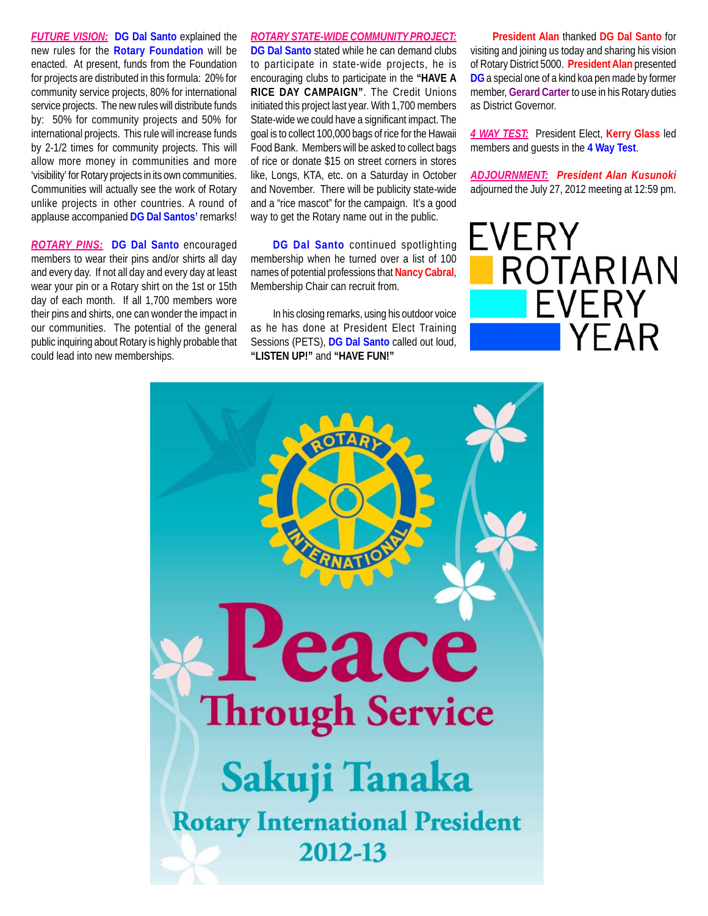***FUTURE VISION:*** **DG Dal Santo** explained the new rules for the **Rotary Foundation** will be enacted. At present, funds from the Foundation for projects are distributed in this formula: 20% for community service projects, 80% for international service projects. The new rules will distribute funds by: 50% for community projects and 50% for international projects. This rule will increase funds by 2-1/2 times for community projects. This will allow more money in communities and more 'visibility' for Rotary projects in its own communities. Communities will actually see the work of Rotary unlike projects in other countries. A round of applause accompanied **DG Dal Santos'** remarks!

***ROTARY PINS:*** **DG Dal Santo** encouraged members to wear their pins and/or shirts all day and every day. If not all day and every day at least wear your pin or a Rotary shirt on the 1st or 15th day of each month. If all 1,700 members wore their pins and shirts, one can wonder the impact in our communities. The potential of the general public inquiring about Rotary is highly probable that could lead into new memberships.

***ROTARY STATE-WIDE COMMUNITY PROJECT:*** **DG Dal Santo** stated while he can demand clubs to participate in state-wide projects, he is encouraging clubs to participate in the **"HAVE A RICE DAY CAMPAIGN"**. The Credit Unions initiated this project last year. With 1,700 members State-wide we could have a significant impact. The goal is to collect 100,000 bags of rice for the Hawaii Food Bank. Members will be asked to collect bags of rice or donate $15 on street corners in stores like, Longs, KTA, etc. on a Saturday in October and November. There will be publicity state-wide and a "rice mascot" for the campaign. It's a good way to get the Rotary name out in the public.

**DG Dal Santo** continued spotlighting membership when he turned over a list of 100 names of potential professions that **Nancy Cabral**, Membership Chair can recruit from.

In his closing remarks, using his outdoor voice as he has done at President Elect Training Sessions (PETS), **DG Dal Santo** called out loud, **"LISTEN UP!"** and **"HAVE FUN!"**

**President Alan** thanked **DG Dal Santo** for visiting and joining us today and sharing his vision of Rotary District 5000. **President Alan** presented **DG** a special one of a kind koa pen made by former member, **Gerard Carter** to use in his Rotary duties as District Governor.

***4 WAY TEST:*** President Elect, **Kerry Glass** led members and guests in the **4 Way Test**.

***ADJOURNMENT:*** ***President Alan Kusunoki*** adjourned the July 27, 2012 meeting at 12:59 pm.

EVERY ROTARIAN EVERY YEAR

ROTARY INTERNATIONAL

Peace Through Service

Sakuji Tanaka

Rotary International President 2012-13